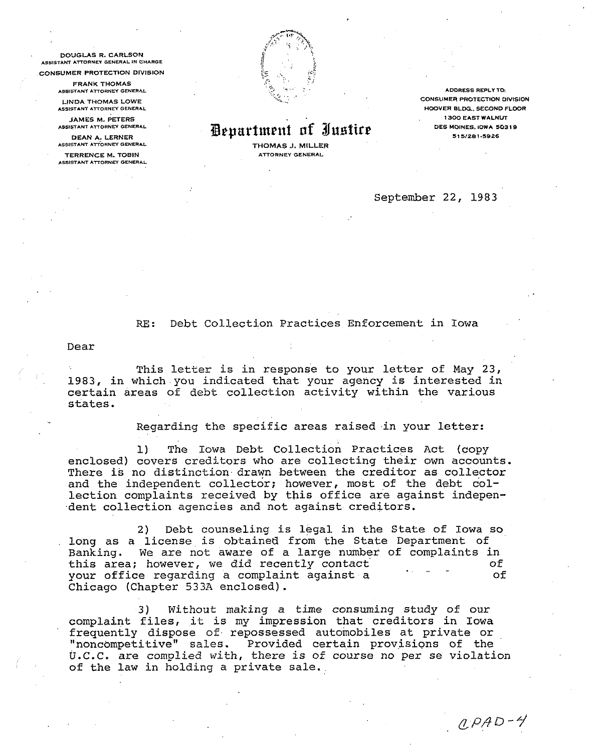DOUGLAS R. CARLSON
ASSISTANT ATTORNEY GENERAL IN CHARGE
CONSUMER PROTECTION DIVISION

FRANK THOMAS
ASSISTANT ATTORNEY GENERAL

LINDA THOMAS LOWE
ASSISTANT ATTORNEY GENERAL

JAMES M. PETERS
ASSISTANT ATTORNEY GENERAL

DEAN A. LERNER
ASSISTANT ATTORNEY GENERAL

TERRENCE M. TOBIN
ASSISTANT ATTORNEY GENERAL

# Department of Justice

THOMAS J. MILLER
ATTORNEY GENERAL

ADDRESS REPLY TO:
CONSUMER PROTECTION DIVISION
HOOVER BLDG., SECOND FLOOR
1300 EAST WALNUT
DES MOINES, IOWA 50319
515/281-5926

September 22, 1983

RE: Debt Collection Practices Enforcement in Iowa

Dear

This letter is in response to your letter of May 23, 1983, in which you indicated that your agency is interested in certain areas of debt collection activity within the various states.

Regarding the specific areas raised in your letter:

1) The Iowa Debt Collection Practices Act (copy enclosed) covers creditors who are collecting their own accounts. There is no distinction drawn between the creditor as collector and the independent collector; however, most of the debt collection complaints received by this office are against independent collection agencies and not against creditors.

2) Debt counseling is legal in the State of Iowa so long as a license is obtained from the State Department of Banking. We are not aware of a large number of complaints in this area; however, we did recently contact of your office regarding a complaint against a of Chicago (Chapter 533A enclosed).

3) Without making a time consuming study of our complaint files, it is my impression that creditors in Iowa frequently dispose of repossessed automobiles at private or "noncompetitive" sales. Provided certain provisions of the U.C.C. are complied with, there is of course no per se violation of the law in holding a private sale.

CPAD-4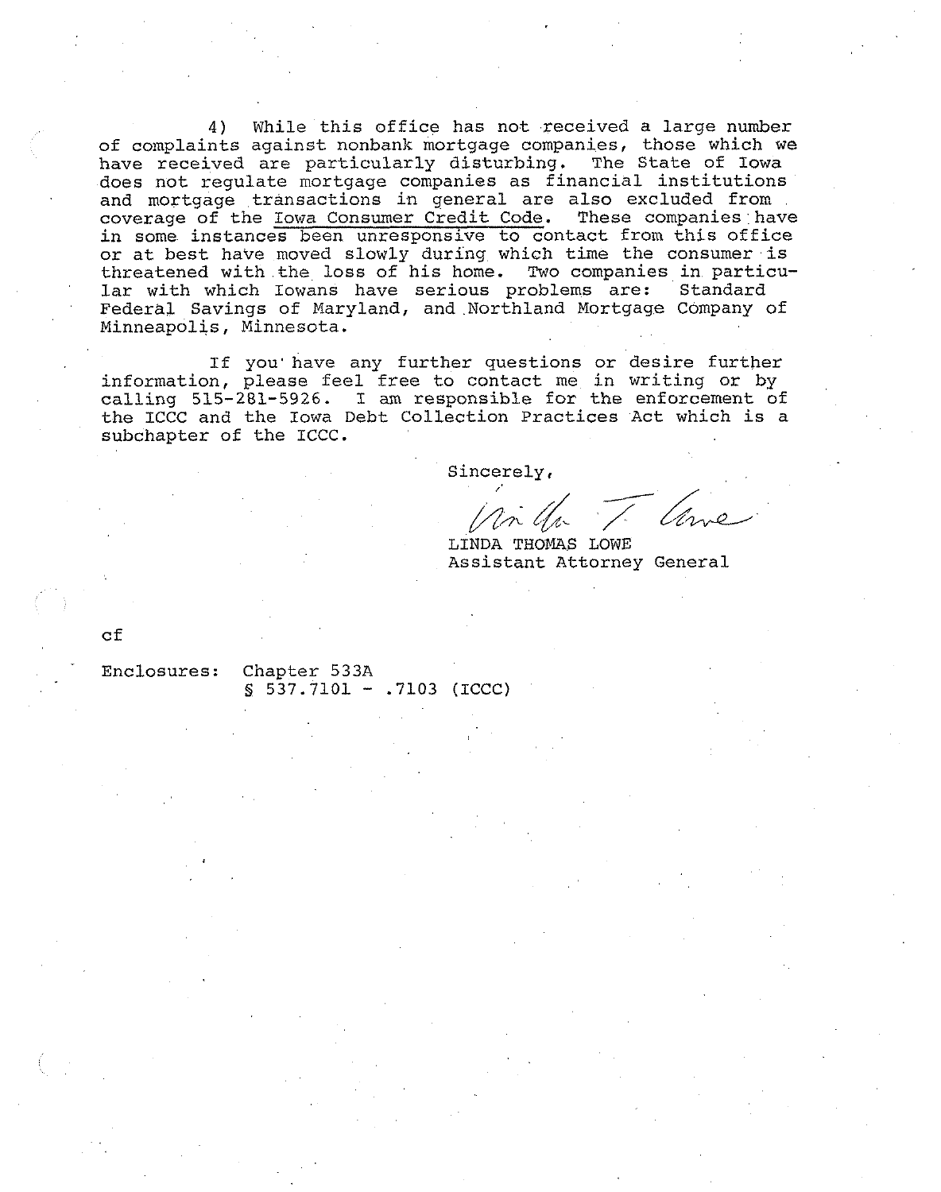4) While this office has not received a large number of complaints against nonbank mortgage companies, those which we have received are particularly disturbing. The State of Iowa does not regulate mortgage companies as financial institutions and mortgage transactions in general are also excluded from coverage of the Iowa Consumer Credit Code. These companies have in some instances been unresponsive to contact from this office or at best have moved slowly during which time the consumer is threatened with the loss of his home. Two companies in particular with which Iowans have serious problems are: Standard Federal Savings of Maryland, and Northland Mortgage Company of Minneapolis, Minnesota.

If you have any further questions or desire further information, please feel free to contact me in writing or by calling 515-281-5926. I am responsible for the enforcement of the ICCC and the Iowa Debt Collection Practices Act which is a subchapter of the ICCC.

Sincerely,

LINDA THOMAS LOWE
Assistant Attorney General

cf

Enclosures: Chapter 533A
§ 537.7101 - .7103 (ICCC)